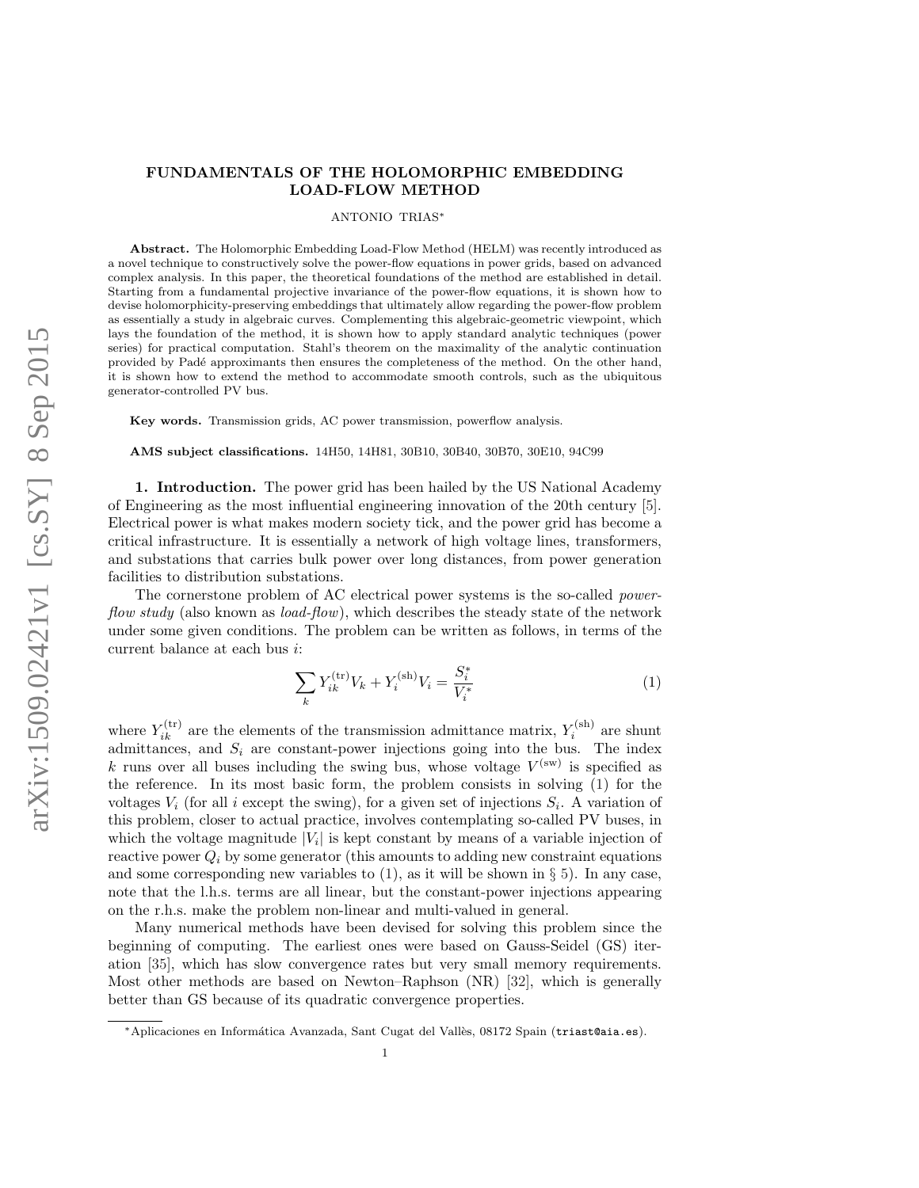# FUNDAMENTALS OF THE HOLOMORPHIC EMBEDDING LOAD-FLOW METHOD

ANTONIO TRIAS*

**Abstract.** The Holomorphic Embedding Load-Flow Method (HELM) was recently introduced as a novel technique to constructively solve the power-flow equations in power grids, based on advanced complex analysis. In this paper, the theoretical foundations of the method are established in detail. Starting from a fundamental projective invariance of the power-flow equations, it is shown how to devise holomorphicity-preserving embeddings that ultimately allow regarding the power-flow problem as essentially a study in algebraic curves. Complementing this algebraic-geometric viewpoint, which lays the foundation of the method, it is shown how to apply standard analytic techniques (power series) for practical computation. Stahl's theorem on the maximality of the analytic continuation provided by Padé approximants then ensures the completeness of the method. On the other hand, it is shown how to extend the method to accommodate smooth controls, such as the ubiquitous generator-controlled PV bus.

**Key words.** Transmission grids, AC power transmission, powerflow analysis.

**AMS subject classifications.** 14H50, 14H81, 30B10, 30B40, 30B70, 30E10, 94C99

## 1. Introduction.

The power grid has been hailed by the US National Academy of Engineering as the most influential engineering innovation of the 20th century [5]. Electrical power is what makes modern society tick, and the power grid has become a critical infrastructure. It is essentially a network of high voltage lines, transformers, and substations that carries bulk power over long distances, from power generation facilities to distribution substations.

The cornerstone problem of AC electrical power systems is the so-called *power-flow study* (also known as *load-flow*), which describes the steady state of the network under some given conditions. The problem can be written as follows, in terms of the current balance at each bus $i$:

$$\sum_k Y_{ik}^{(\mathrm{tr})} V_k + Y_i^{(\mathrm{sh})} V_i = \frac{S_i^*}{V_i^*} \tag{1}$$

where $Y_{ik}^{(\mathrm{tr})}$ are the elements of the transmission admittance matrix, $Y_i^{(\mathrm{sh})}$ are shunt admittances, and $S_i$ are constant-power injections going into the bus. The index $k$ runs over all buses including the swing bus, whose voltage $V^{(\mathrm{sw})}$ is specified as the reference. In its most basic form, the problem consists in solving (1) for the voltages $V_i$ (for all $i$ except the swing), for a given set of injections $S_i$. A variation of this problem, closer to actual practice, involves contemplating so-called PV buses, in which the voltage magnitude $|V_i|$ is kept constant by means of a variable injection of reactive power $Q_i$ by some generator (this amounts to adding new constraint equations and some corresponding new variables to (1), as it will be shown in § 5). In any case, note that the l.h.s. terms are all linear, but the constant-power injections appearing on the r.h.s. make the problem non-linear and multi-valued in general.

Many numerical methods have been devised for solving this problem since the beginning of computing. The earliest ones were based on Gauss-Seidel (GS) iteration [35], which has slow convergence rates but very small memory requirements. Most other methods are based on Newton–Raphson (NR) [32], which is generally better than GS because of its quadratic convergence properties.

*Aplicaciones en Informática Avanzada, Sant Cugat del Vallès, 08172 Spain (triast@aia.es).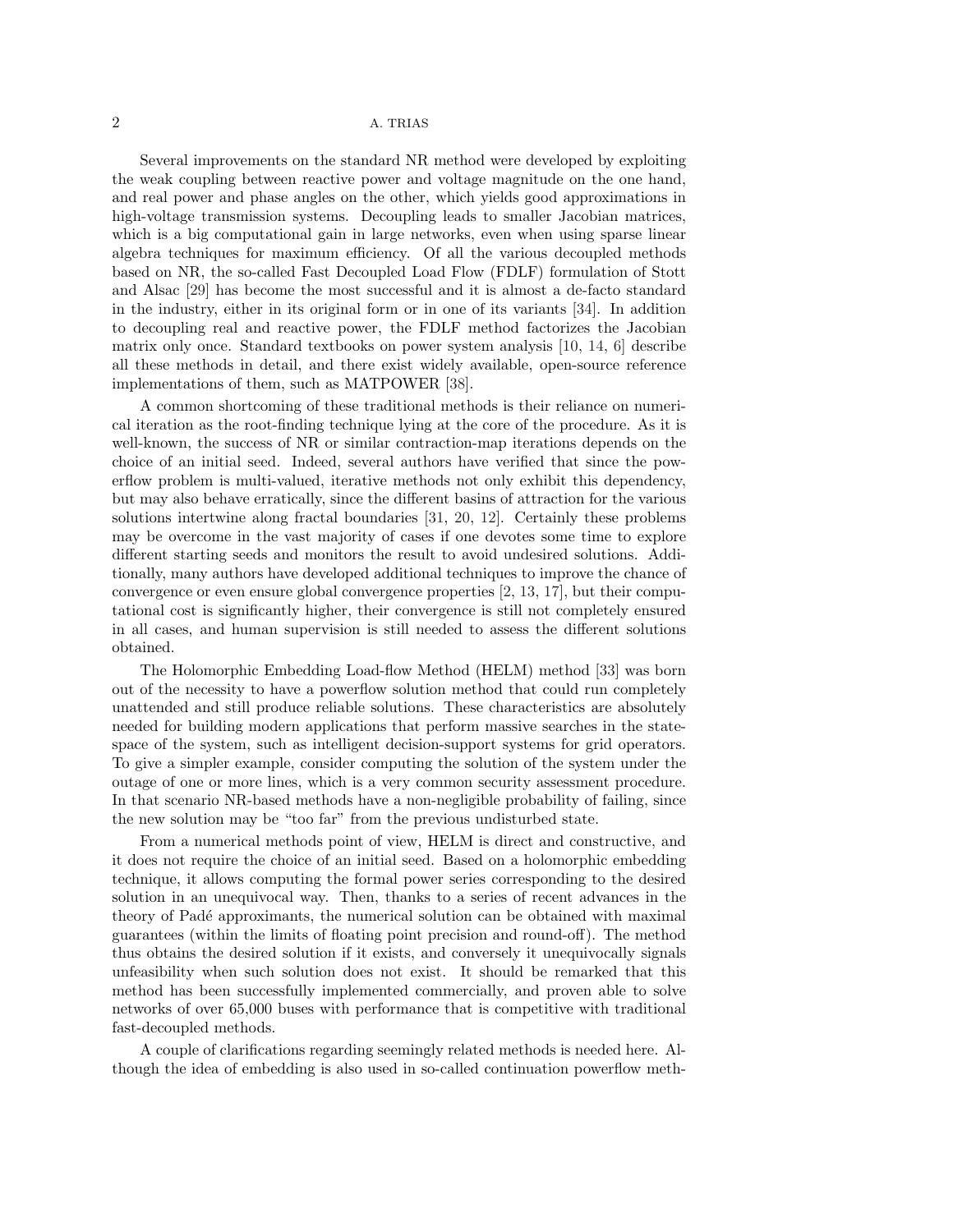Several improvements on the standard NR method were developed by exploiting the weak coupling between reactive power and voltage magnitude on the one hand, and real power and phase angles on the other, which yields good approximations in high-voltage transmission systems. Decoupling leads to smaller Jacobian matrices, which is a big computational gain in large networks, even when using sparse linear algebra techniques for maximum efficiency. Of all the various decoupled methods based on NR, the so-called Fast Decoupled Load Flow (FDLF) formulation of Stott and Alsac [29] has become the most successful and it is almost a de-facto standard in the industry, either in its original form or in one of its variants [34]. In addition to decoupling real and reactive power, the FDLF method factorizes the Jacobian matrix only once. Standard textbooks on power system analysis [10, 14, 6] describe all these methods in detail, and there exist widely available, open-source reference implementations of them, such as MATPOWER [38].

A common shortcoming of these traditional methods is their reliance on numerical iteration as the root-finding technique lying at the core of the procedure. As it is well-known, the success of NR or similar contraction-map iterations depends on the choice of an initial seed. Indeed, several authors have verified that since the powerflow problem is multi-valued, iterative methods not only exhibit this dependency, but may also behave erratically, since the different basins of attraction for the various solutions intertwine along fractal boundaries [31, 20, 12]. Certainly these problems may be overcome in the vast majority of cases if one devotes some time to explore different starting seeds and monitors the result to avoid undesired solutions. Additionally, many authors have developed additional techniques to improve the chance of convergence or even ensure global convergence properties [2, 13, 17], but their computational cost is significantly higher, their convergence is still not completely ensured in all cases, and human supervision is still needed to assess the different solutions obtained.

The Holomorphic Embedding Load-flow Method (HELM) method [33] was born out of the necessity to have a powerflow solution method that could run completely unattended and still produce reliable solutions. These characteristics are absolutely needed for building modern applications that perform massive searches in the state-space of the system, such as intelligent decision-support systems for grid operators. To give a simpler example, consider computing the solution of the system under the outage of one or more lines, which is a very common security assessment procedure. In that scenario NR-based methods have a non-negligible probability of failing, since the new solution may be "too far" from the previous undisturbed state.

From a numerical methods point of view, HELM is direct and constructive, and it does not require the choice of an initial seed. Based on a holomorphic embedding technique, it allows computing the formal power series corresponding to the desired solution in an unequivocal way. Then, thanks to a series of recent advances in the theory of Padé approximants, the numerical solution can be obtained with maximal guarantees (within the limits of floating point precision and round-off). The method thus obtains the desired solution if it exists, and conversely it unequivocally signals unfeasibility when such solution does not exist. It should be remarked that this method has been successfully implemented commercially, and proven able to solve networks of over 65,000 buses with performance that is competitive with traditional fast-decoupled methods.

A couple of clarifications regarding seemingly related methods is needed here. Although the idea of embedding is also used in so-called continuation powerflow meth-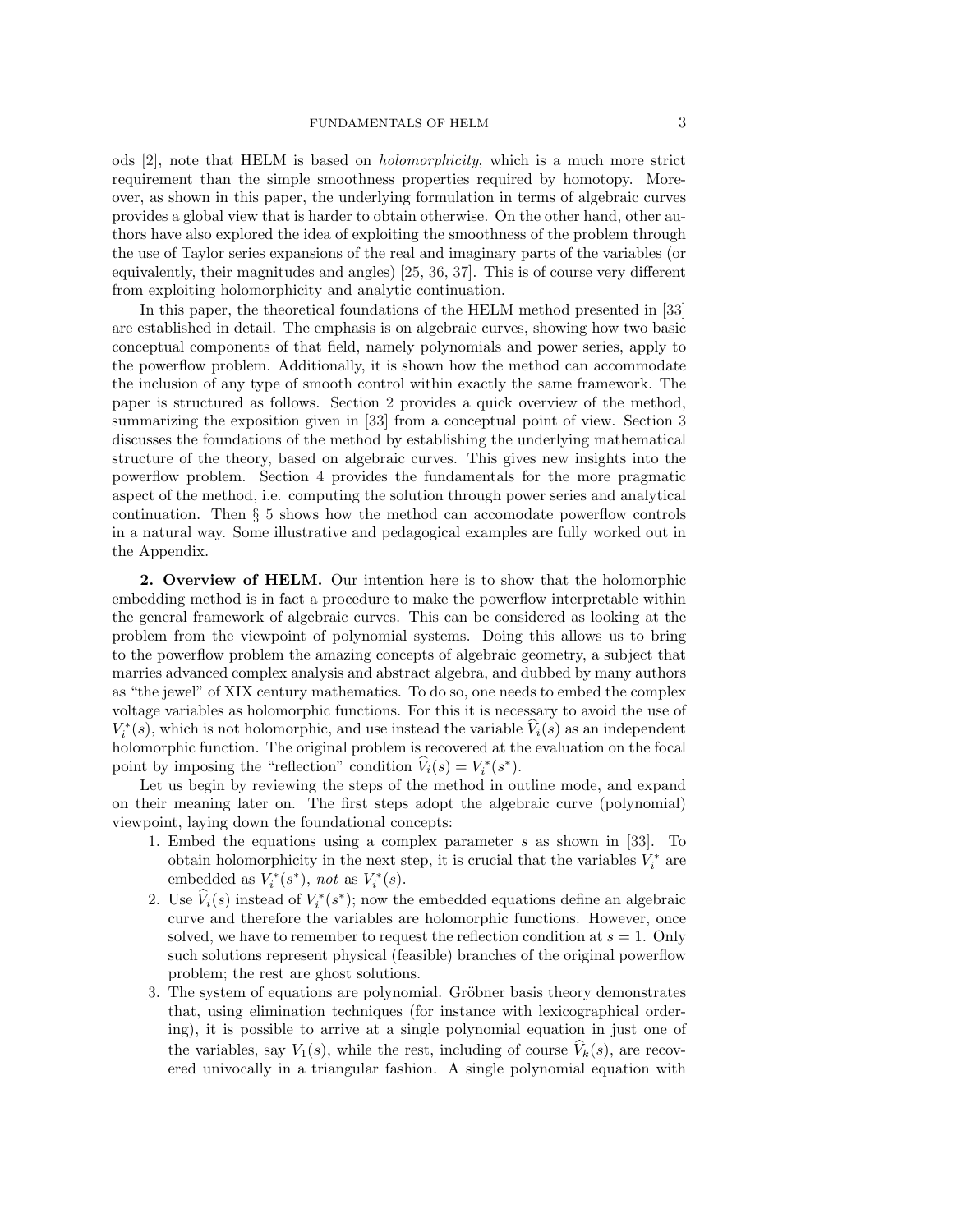ods [2], note that HELM is based on *holomorphicity*, which is a much more strict requirement than the simple smoothness properties required by homotopy. Moreover, as shown in this paper, the underlying formulation in terms of algebraic curves provides a global view that is harder to obtain otherwise. On the other hand, other authors have also explored the idea of exploiting the smoothness of the problem through the use of Taylor series expansions of the real and imaginary parts of the variables (or equivalently, their magnitudes and angles) [25, 36, 37]. This is of course very different from exploiting holomorphicity and analytic continuation.

In this paper, the theoretical foundations of the HELM method presented in [33] are established in detail. The emphasis is on algebraic curves, showing how two basic conceptual components of that field, namely polynomials and power series, apply to the powerflow problem. Additionally, it is shown how the method can accommodate the inclusion of any type of smooth control within exactly the same framework. The paper is structured as follows. Section 2 provides a quick overview of the method, summarizing the exposition given in [33] from a conceptual point of view. Section 3 discusses the foundations of the method by establishing the underlying mathematical structure of the theory, based on algebraic curves. This gives new insights into the powerflow problem. Section 4 provides the fundamentals for the more pragmatic aspect of the method, i.e. computing the solution through power series and analytical continuation. Then § 5 shows how the method can accomodate powerflow controls in a natural way. Some illustrative and pedagogical examples are fully worked out in the Appendix.

**2. Overview of HELM.** Our intention here is to show that the holomorphic embedding method is in fact a procedure to make the powerflow interpretable within the general framework of algebraic curves. This can be considered as looking at the problem from the viewpoint of polynomial systems. Doing this allows us to bring to the powerflow problem the amazing concepts of algebraic geometry, a subject that marries advanced complex analysis and abstract algebra, and dubbed by many authors as "the jewel" of XIX century mathematics. To do so, one needs to embed the complex voltage variables as holomorphic functions. For this it is necessary to avoid the use of $V_i^*(s)$, which is not holomorphic, and use instead the variable $\widehat{V}_i(s)$ as an independent holomorphic function. The original problem is recovered at the evaluation on the focal point by imposing the "reflection" condition $\widehat{V}_i(s) = V_i^*(s^*)$.

Let us begin by reviewing the steps of the method in outline mode, and expand on their meaning later on. The first steps adopt the algebraic curve (polynomial) viewpoint, laying down the foundational concepts:

1. Embed the equations using a complex parameter $s$ as shown in [33]. To obtain holomorphicity in the next step, it is crucial that the variables $V_i^*$ are embedded as $V_i^*(s^*)$, *not* as $V_i^*(s)$.
2. Use $\widehat{V}_i(s)$ instead of $V_i^*(s^*)$; now the embedded equations define an algebraic curve and therefore the variables are holomorphic functions. However, once solved, we have to remember to request the reflection condition at $s = 1$. Only such solutions represent physical (feasible) branches of the original powerflow problem; the rest are ghost solutions.
3. The system of equations are polynomial. Gröbner basis theory demonstrates that, using elimination techniques (for instance with lexicographical ordering), it is possible to arrive at a single polynomial equation in just one of the variables, say $V_1(s)$, while the rest, including of course $\widehat{V}_k(s)$, are recovered univocally in a triangular fashion. A single polynomial equation with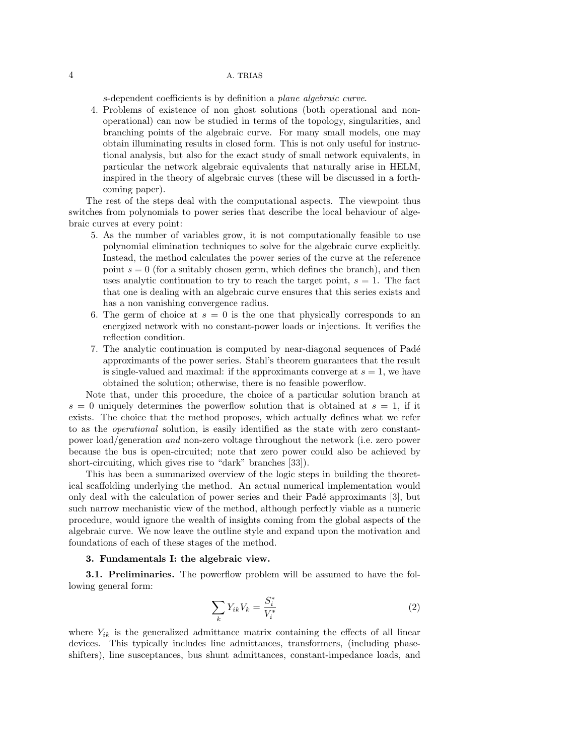$s$-dependent coefficients is by definition a *plane algebraic curve*.

4. Problems of existence of non ghost solutions (both operational and non-operational) can now be studied in terms of the topology, singularities, and branching points of the algebraic curve. For many small models, one may obtain illuminating results in closed form. This is not only useful for instructional analysis, but also for the exact study of small network equivalents, in particular the network algebraic equivalents that naturally arise in HELM, inspired in the theory of algebraic curves (these will be discussed in a forthcoming paper).

The rest of the steps deal with the computational aspects. The viewpoint thus switches from polynomials to power series that describe the local behaviour of algebraic curves at every point:

5. As the number of variables grow, it is not computationally feasible to use polynomial elimination techniques to solve for the algebraic curve explicitly. Instead, the method calculates the power series of the curve at the reference point $s = 0$ (for a suitably chosen germ, which defines the branch), and then uses analytic continuation to try to reach the target point, $s = 1$. The fact that one is dealing with an algebraic curve ensures that this series exists and has a non vanishing convergence radius.
6. The germ of choice at $s = 0$ is the one that physically corresponds to an energized network with no constant-power loads or injections. It verifies the reflection condition.
7. The analytic continuation is computed by near-diagonal sequences of Padé approximants of the power series. Stahl's theorem guarantees that the result is single-valued and maximal: if the approximants converge at $s = 1$, we have obtained the solution; otherwise, there is no feasible powerflow.

Note that, under this procedure, the choice of a particular solution branch at $s = 0$ uniquely determines the powerflow solution that is obtained at $s = 1$, if it exists. The choice that the method proposes, which actually defines what we refer to as the *operational* solution, is easily identified as the state with zero constant-power load/generation *and* non-zero voltage throughout the network (i.e. zero power because the bus is open-circuited; note that zero power could also be achieved by short-circuiting, which gives rise to "dark" branches [33]).

This has been a summarized overview of the logic steps in building the theoretical scaffolding underlying the method. An actual numerical implementation would only deal with the calculation of power series and their Padé approximants [3], but such narrow mechanistic view of the method, although perfectly viable as a numeric procedure, would ignore the wealth of insights coming from the global aspects of the algebraic curve. We now leave the outline style and expand upon the motivation and foundations of each of these stages of the method.

## 3. Fundamentals I: the algebraic view.

**3.1. Preliminaries.** The powerflow problem will be assumed to have the following general form:

$$\sum_k Y_{ik} V_k = \frac{S_i^*}{V_i^*} \tag{2}$$

where $Y_{ik}$ is the generalized admittance matrix containing the effects of all linear devices. This typically includes line admittances, transformers, (including phase-shifters), line susceptances, bus shunt admittances, constant-impedance loads, and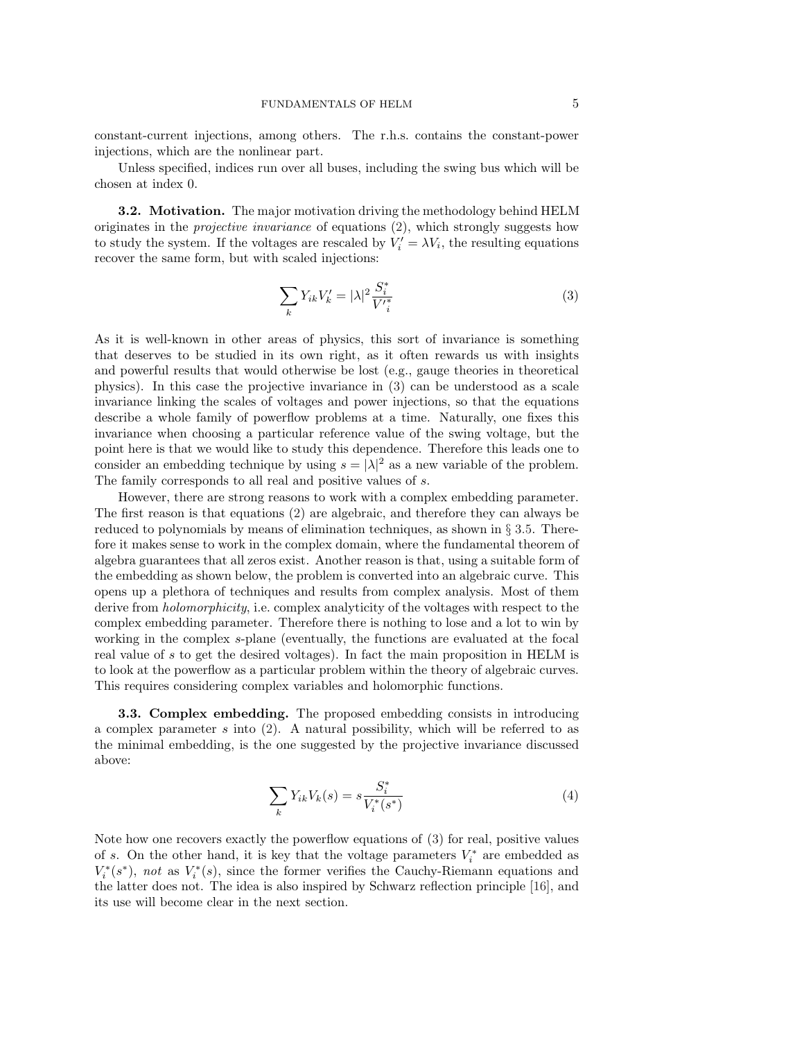constant-current injections, among others. The r.h.s. contains the constant-power injections, which are the nonlinear part.

Unless specified, indices run over all buses, including the swing bus which will be chosen at index 0.

**3.2. Motivation.** The major motivation driving the methodology behind HELM originates in the *projective invariance* of equations (2), which strongly suggests how to study the system. If the voltages are rescaled by $V_i' = \lambda V_i$, the resulting equations recover the same form, but with scaled injections:

$$\sum_k Y_{ik} V_k' = |\lambda|^2 \frac{S_i^*}{V'^*_i} \tag{3}$$

As it is well-known in other areas of physics, this sort of invariance is something that deserves to be studied in its own right, as it often rewards us with insights and powerful results that would otherwise be lost (e.g., gauge theories in theoretical physics). In this case the projective invariance in (3) can be understood as a scale invariance linking the scales of voltages and power injections, so that the equations describe a whole family of powerflow problems at a time. Naturally, one fixes this invariance when choosing a particular reference value of the swing voltage, but the point here is that we would like to study this dependence. Therefore this leads one to consider an embedding technique by using $s = |\lambda|^2$ as a new variable of the problem. The family corresponds to all real and positive values of $s$.

However, there are strong reasons to work with a complex embedding parameter. The first reason is that equations (2) are algebraic, and therefore they can always be reduced to polynomials by means of elimination techniques, as shown in § 3.5. Therefore it makes sense to work in the complex domain, where the fundamental theorem of algebra guarantees that all zeros exist. Another reason is that, using a suitable form of the embedding as shown below, the problem is converted into an algebraic curve. This opens up a plethora of techniques and results from complex analysis. Most of them derive from *holomorphicity*, i.e. complex analyticity of the voltages with respect to the complex embedding parameter. Therefore there is nothing to lose and a lot to win by working in the complex $s$-plane (eventually, the functions are evaluated at the focal real value of $s$ to get the desired voltages). In fact the main proposition in HELM is to look at the powerflow as a particular problem within the theory of algebraic curves. This requires considering complex variables and holomorphic functions.

**3.3. Complex embedding.** The proposed embedding consists in introducing a complex parameter $s$ into (2). A natural possibility, which will be referred to as the minimal embedding, is the one suggested by the projective invariance discussed above:

$$\sum_k Y_{ik} V_k(s) = s \frac{S_i^*}{V_i^*(s^*)} \tag{4}$$

Note how one recovers exactly the powerflow equations of (3) for real, positive values of $s$. On the other hand, it is key that the voltage parameters $V_i^*$ are embedded as $V_i^*(s^*)$, *not* as $V_i^*(s)$, since the former verifies the Cauchy-Riemann equations and the latter does not. The idea is also inspired by Schwarz reflection principle [16], and its use will become clear in the next section.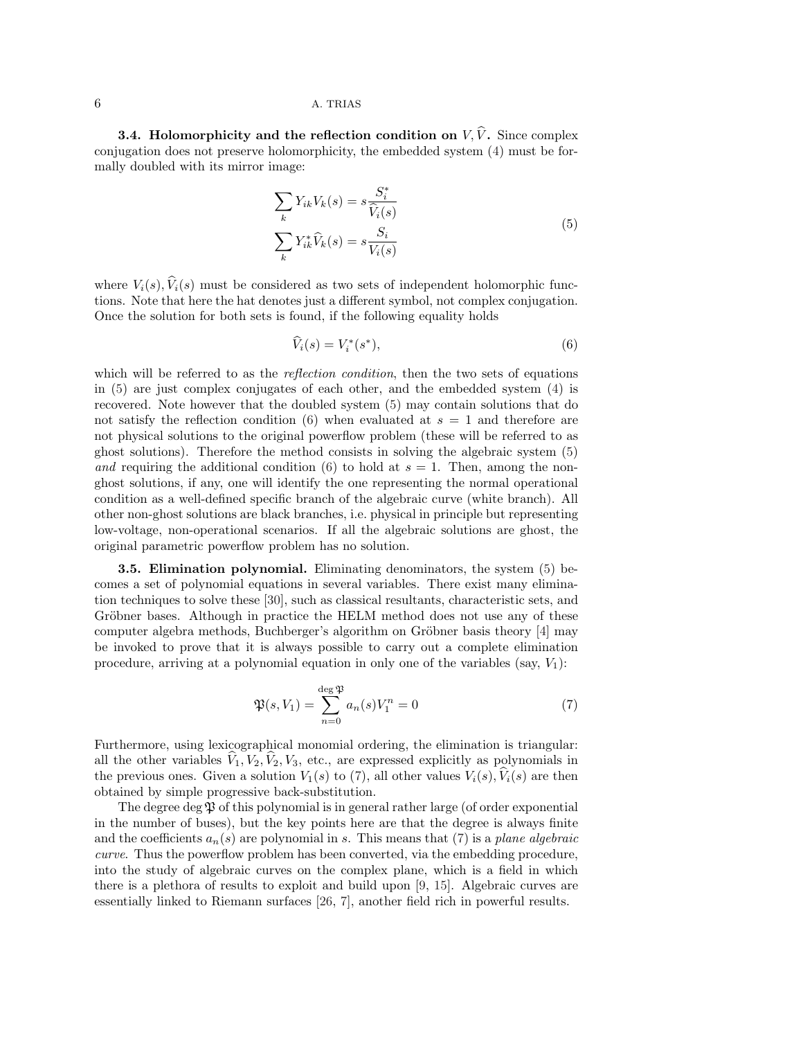**3.4. Holomorphicity and the reflection condition on $V, \widehat{V}$.** Since complex conjugation does not preserve holomorphicity, the embedded system (4) must be formally doubled with its mirror image:

$$
\begin{aligned}
\sum_k Y_{ik} V_k(s) &= s \frac{S_i^*}{\widehat{V}_i(s)} \\
\sum_k Y_{ik}^* \widehat{V}_k(s) &= s \frac{S_i}{V_i(s)}
\end{aligned}
\tag{5}
$$

where $V_i(s), \widehat{V}_i(s)$ must be considered as two sets of independent holomorphic functions. Note that here the hat denotes just a different symbol, not complex conjugation. Once the solution for both sets is found, if the following equality holds

$$
\widehat{V}_i(s) = V_i^*(s^*),
\tag{6}
$$

which will be referred to as the *reflection condition*, then the two sets of equations in (5) are just complex conjugates of each other, and the embedded system (4) is recovered. Note however that the doubled system (5) may contain solutions that do not satisfy the reflection condition (6) when evaluated at $s = 1$ and therefore are not physical solutions to the original powerflow problem (these will be referred to as ghost solutions). Therefore the method consists in solving the algebraic system (5) *and* requiring the additional condition (6) to hold at $s = 1$. Then, among the non-ghost solutions, if any, one will identify the one representing the normal operational condition as a well-defined specific branch of the algebraic curve (white branch). All other non-ghost solutions are black branches, i.e. physical in principle but representing low-voltage, non-operational scenarios. If all the algebraic solutions are ghost, the original parametric powerflow problem has no solution.

**3.5. Elimination polynomial.** Eliminating denominators, the system (5) becomes a set of polynomial equations in several variables. There exist many elimination techniques to solve these [30], such as classical resultants, characteristic sets, and Gröbner bases. Although in practice the HELM method does not use any of these computer algebra methods, Buchberger's algorithm on Gröbner basis theory [4] may be invoked to prove that it is always possible to carry out a complete elimination procedure, arriving at a polynomial equation in only one of the variables (say, $V_1$):

$$
\mathfrak{P}(s, V_1) = \sum_{n=0}^{\deg \mathfrak{P}} a_n(s) V_1^n = 0
\tag{7}
$$

Furthermore, using lexicographical monomial ordering, the elimination is triangular: all the other variables $\widehat{V}_1, V_2, \widehat{V}_2, V_3$, etc., are expressed explicitly as polynomials in the previous ones. Given a solution $V_1(s)$ to (7), all other values $V_i(s), \widehat{V}_i(s)$ are then obtained by simple progressive back-substitution.

The degree $\deg \mathfrak{P}$ of this polynomial is in general rather large (of order exponential in the number of buses), but the key points here are that the degree is always finite and the coefficients $a_n(s)$ are polynomial in $s$. This means that (7) is a *plane algebraic curve*. Thus the powerflow problem has been converted, via the embedding procedure, into the study of algebraic curves on the complex plane, which is a field in which there is a plethora of results to exploit and build upon [9, 15]. Algebraic curves are essentially linked to Riemann surfaces [26, 7], another field rich in powerful results.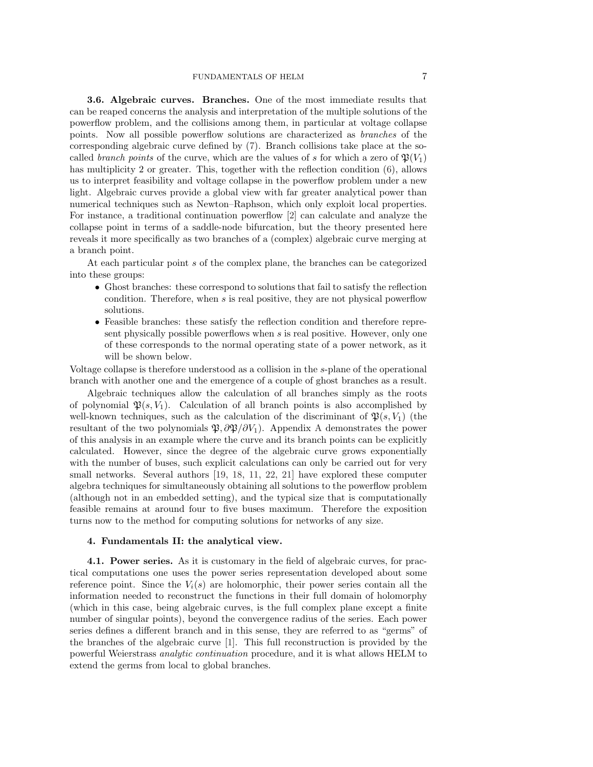**3.6. Algebraic curves. Branches.** One of the most immediate results that can be reaped concerns the analysis and interpretation of the multiple solutions of the powerflow problem, and the collisions among them, in particular at voltage collapse points. Now all possible powerflow solutions are characterized as *branches* of the corresponding algebraic curve defined by (7). Branch collisions take place at the so-called *branch points* of the curve, which are the values of $s$ for which a zero of $\mathfrak{P}(V_1)$ has multiplicity 2 or greater. This, together with the reflection condition (6), allows us to interpret feasibility and voltage collapse in the powerflow problem under a new light. Algebraic curves provide a global view with far greater analytical power than numerical techniques such as Newton–Raphson, which only exploit local properties. For instance, a traditional continuation powerflow [2] can calculate and analyze the collapse point in terms of a saddle-node bifurcation, but the theory presented here reveals it more specifically as two branches of a (complex) algebraic curve merging at a branch point.

At each particular point $s$ of the complex plane, the branches can be categorized into these groups:

- Ghost branches: these correspond to solutions that fail to satisfy the reflection condition. Therefore, when $s$ is real positive, they are not physical powerflow solutions.
- Feasible branches: these satisfy the reflection condition and therefore represent physically possible powerflows when $s$ is real positive. However, only one of these corresponds to the normal operating state of a power network, as it will be shown below.

Voltage collapse is therefore understood as a collision in the $s$-plane of the operational branch with another one and the emergence of a couple of ghost branches as a result.

Algebraic techniques allow the calculation of all branches simply as the roots of polynomial $\mathfrak{P}(s, V_1)$. Calculation of all branch points is also accomplished by well-known techniques, such as the calculation of the discriminant of $\mathfrak{P}(s, V_1)$ (the resultant of the two polynomials $\mathfrak{P}, \partial\mathfrak{P}/\partial V_1$). Appendix A demonstrates the power of this analysis in an example where the curve and its branch points can be explicitly calculated. However, since the degree of the algebraic curve grows exponentially with the number of buses, such explicit calculations can only be carried out for very small networks. Several authors [19, 18, 11, 22, 21] have explored these computer algebra techniques for simultaneously obtaining all solutions to the powerflow problem (although not in an embedded setting), and the typical size that is computationally feasible remains at around four to five buses maximum. Therefore the exposition turns now to the method for computing solutions for networks of any size.

## 4. Fundamentals II: the analytical view.

**4.1. Power series.** As it is customary in the field of algebraic curves, for practical computations one uses the power series representation developed about some reference point. Since the $V_i(s)$ are holomorphic, their power series contain all the information needed to reconstruct the functions in their full domain of holomorphy (which in this case, being algebraic curves, is the full complex plane except a finite number of singular points), beyond the convergence radius of the series. Each power series defines a different branch and in this sense, they are referred to as "germs" of the branches of the algebraic curve [1]. This full reconstruction is provided by the powerful Weierstrass *analytic continuation* procedure, and it is what allows HELM to extend the germs from local to global branches.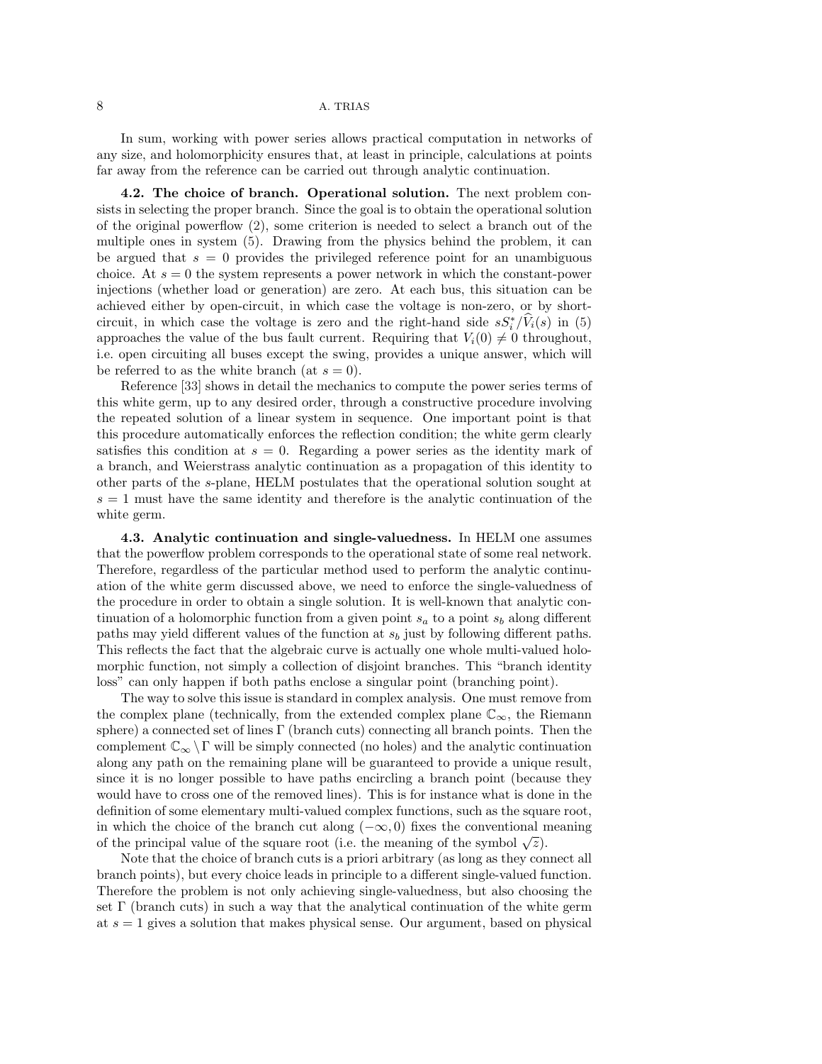In sum, working with power series allows practical computation in networks of any size, and holomorphicity ensures that, at least in principle, calculations at points far away from the reference can be carried out through analytic continuation.

**4.2. The choice of branch. Operational solution.** The next problem consists in selecting the proper branch. Since the goal is to obtain the operational solution of the original powerflow (2), some criterion is needed to select a branch out of the multiple ones in system (5). Drawing from the physics behind the problem, it can be argued that $s = 0$ provides the privileged reference point for an unambiguous choice. At $s = 0$ the system represents a power network in which the constant-power injections (whether load or generation) are zero. At each bus, this situation can be achieved either by open-circuit, in which case the voltage is non-zero, or by short-circuit, in which case the voltage is zero and the right-hand side $sS_i^*/\widehat{V}_i(s)$ in (5) approaches the value of the bus fault current. Requiring that $V_i(0) \neq 0$ throughout, i.e. open circuiting all buses except the swing, provides a unique answer, which will be referred to as the white branch (at $s = 0$).

Reference [33] shows in detail the mechanics to compute the power series terms of this white germ, up to any desired order, through a constructive procedure involving the repeated solution of a linear system in sequence. One important point is that this procedure automatically enforces the reflection condition; the white germ clearly satisfies this condition at $s = 0$. Regarding a power series as the identity mark of a branch, and Weierstrass analytic continuation as a propagation of this identity to other parts of the $s$-plane, HELM postulates that the operational solution sought at $s = 1$ must have the same identity and therefore is the analytic continuation of the white germ.

**4.3. Analytic continuation and single-valuedness.** In HELM one assumes that the powerflow problem corresponds to the operational state of some real network. Therefore, regardless of the particular method used to perform the analytic continuation of the white germ discussed above, we need to enforce the single-valuedness of the procedure in order to obtain a single solution. It is well-known that analytic continuation of a holomorphic function from a given point $s_a$ to a point $s_b$ along different paths may yield different values of the function at $s_b$ just by following different paths. This reflects the fact that the algebraic curve is actually one whole multi-valued holomorphic function, not simply a collection of disjoint branches. This "branch identity loss" can only happen if both paths enclose a singular point (branching point).

The way to solve this issue is standard in complex analysis. One must remove from the complex plane (technically, from the extended complex plane $\mathbb{C}_\infty$, the Riemann sphere) a connected set of lines $\Gamma$ (branch cuts) connecting all branch points. Then the complement $\mathbb{C}_\infty \setminus \Gamma$ will be simply connected (no holes) and the analytic continuation along any path on the remaining plane will be guaranteed to provide a unique result, since it is no longer possible to have paths encircling a branch point (because they would have to cross one of the removed lines). This is for instance what is done in the definition of some elementary multi-valued complex functions, such as the square root, in which the choice of the branch cut along $(-\infty, 0)$ fixes the conventional meaning of the principal value of the square root (i.e. the meaning of the symbol $\sqrt{z}$).

Note that the choice of branch cuts is a priori arbitrary (as long as they connect all branch points), but every choice leads in principle to a different single-valued function. Therefore the problem is not only achieving single-valuedness, but also choosing the set $\Gamma$ (branch cuts) in such a way that the analytical continuation of the white germ at $s = 1$ gives a solution that makes physical sense. Our argument, based on physical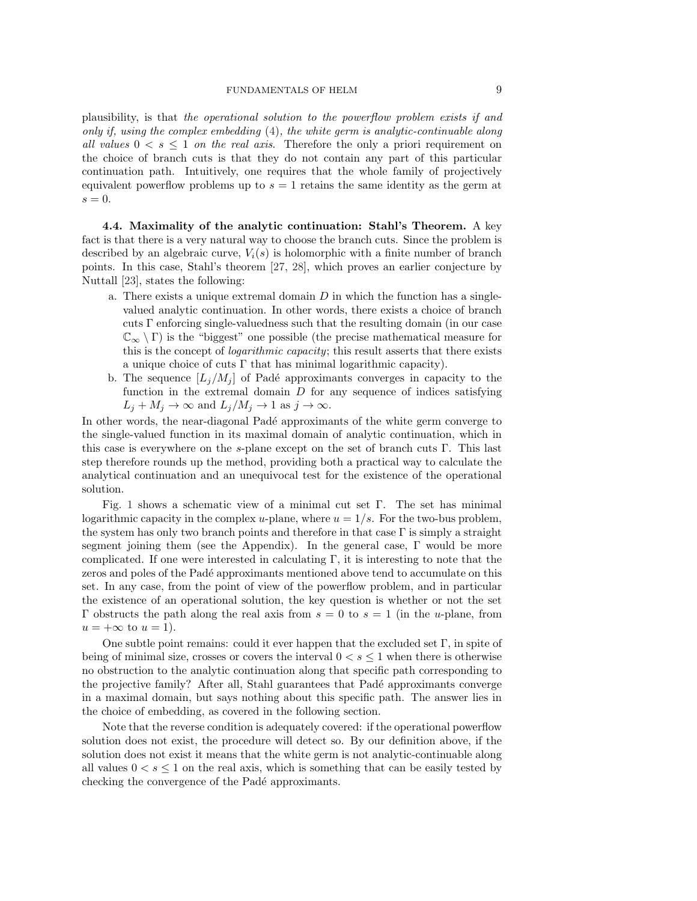plausibility, is that *the operational solution to the powerflow problem exists if and only if, using the complex embedding* (4)*, the white germ is analytic-continuable along all values $0 < s \leq 1$ on the real axis*. Therefore the only a priori requirement on the choice of branch cuts is that they do not contain any part of this particular continuation path. Intuitively, one requires that the whole family of projectively equivalent powerflow problems up to $s = 1$ retains the same identity as the germ at $s = 0$.

**4.4. Maximality of the analytic continuation: Stahl's Theorem.** A key fact is that there is a very natural way to choose the branch cuts. Since the problem is described by an algebraic curve, $V_i(s)$ is holomorphic with a finite number of branch points. In this case, Stahl's theorem [27, 28], which proves an earlier conjecture by Nuttall [23], states the following:

a. There exists a unique extremal domain $D$ in which the function has a single-valued analytic continuation. In other words, there exists a choice of branch cuts $\Gamma$ enforcing single-valuedness such that the resulting domain (in our case $\mathbb{C}_\infty \setminus \Gamma$) is the "biggest" one possible (the precise mathematical measure for this is the concept of *logarithmic capacity*; this result asserts that there exists a unique choice of cuts $\Gamma$ that has minimal logarithmic capacity).
b. The sequence $[L_j/M_j]$ of Padé approximants converges in capacity to the function in the extremal domain $D$ for any sequence of indices satisfying $L_j + M_j \to \infty$ and $L_j/M_j \to 1$ as $j \to \infty$.

In other words, the near-diagonal Padé approximants of the white germ converge to the single-valued function in its maximal domain of analytic continuation, which in this case is everywhere on the $s$-plane except on the set of branch cuts $\Gamma$. This last step therefore rounds up the method, providing both a practical way to calculate the analytical continuation and an unequivocal test for the existence of the operational solution.

Fig. 1 shows a schematic view of a minimal cut set $\Gamma$. The set has minimal logarithmic capacity in the complex $u$-plane, where $u = 1/s$. For the two-bus problem, the system has only two branch points and therefore in that case $\Gamma$ is simply a straight segment joining them (see the Appendix). In the general case, $\Gamma$ would be more complicated. If one were interested in calculating $\Gamma$, it is interesting to note that the zeros and poles of the Padé approximants mentioned above tend to accumulate on this set. In any case, from the point of view of the powerflow problem, and in particular the existence of an operational solution, the key question is whether or not the set $\Gamma$ obstructs the path along the real axis from $s = 0$ to $s = 1$ (in the $u$-plane, from $u = +\infty$ to $u = 1$).

One subtle point remains: could it ever happen that the excluded set $\Gamma$, in spite of being of minimal size, crosses or covers the interval $0 < s \leq 1$ when there is otherwise no obstruction to the analytic continuation along that specific path corresponding to the projective family? After all, Stahl guarantees that Padé approximants converge in a maximal domain, but says nothing about this specific path. The answer lies in the choice of embedding, as covered in the following section.

Note that the reverse condition is adequately covered: if the operational powerflow solution does not exist, the procedure will detect so. By our definition above, if the solution does not exist it means that the white germ is not analytic-continuable along all values $0 < s \leq 1$ on the real axis, which is something that can be easily tested by checking the convergence of the Padé approximants.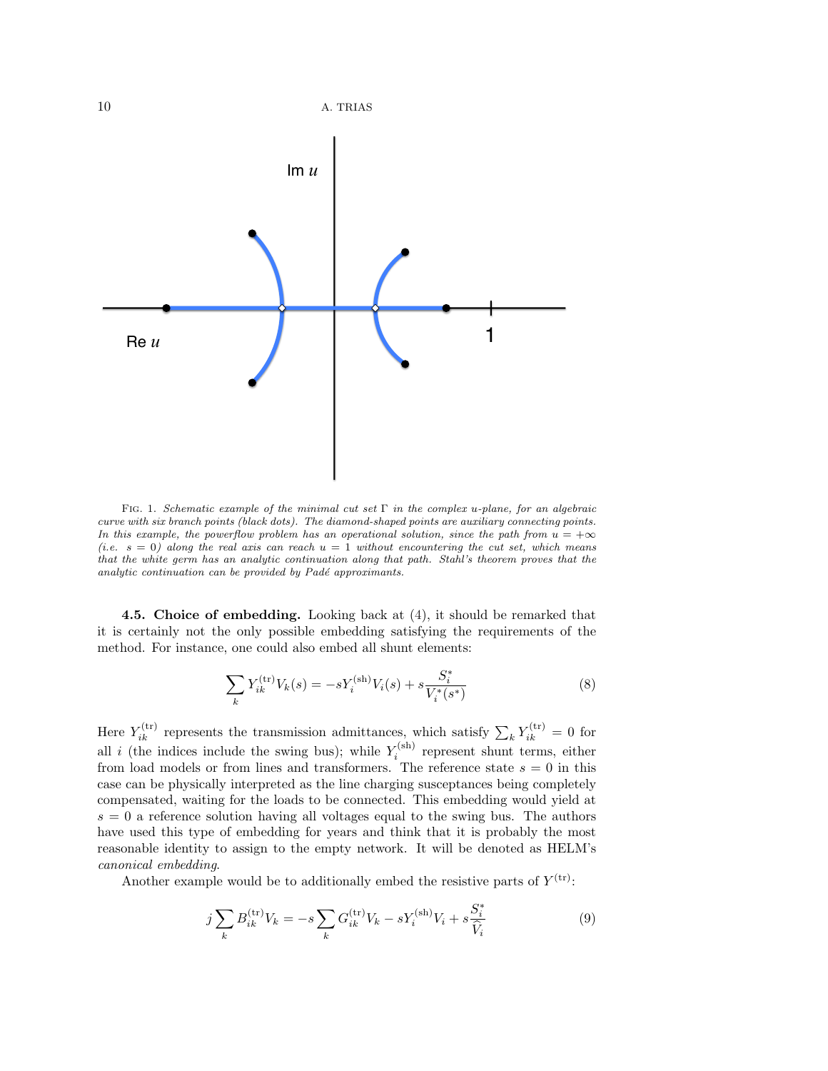FIG. 1. *Schematic example of the minimal cut set Γ in the complex u-plane, for an algebraic curve with six branch points (black dots). The diamond-shaped points are auxiliary connecting points. In this example, the powerflow problem has an operational solution, since the path from $u = +\infty$ (i.e. $s = 0$) along the real axis can reach $u = 1$ without encountering the cut set, which means that the white germ has an analytic continuation along that path. Stahl's theorem proves that the analytic continuation can be provided by Padé approximants.*

**4.5. Choice of embedding.** Looking back at (4), it should be remarked that it is certainly not the only possible embedding satisfying the requirements of the method. For instance, one could also embed all shunt elements:

$$\sum_k Y_{ik}^{(\mathrm{tr})} V_k(s) = -sY_i^{(\mathrm{sh})} V_i(s) + s\frac{S_i^*}{V_i^*(s^*)} \tag{8}$$

Here $Y_{ik}^{(\mathrm{tr})}$ represents the transmission admittances, which satisfy $\sum_k Y_{ik}^{(\mathrm{tr})} = 0$ for all $i$ (the indices include the swing bus); while $Y_i^{(\mathrm{sh})}$ represent shunt terms, either from load models or from lines and transformers. The reference state $s = 0$ in this case can be physically interpreted as the line charging susceptances being completely compensated, waiting for the loads to be connected. This embedding would yield at $s = 0$ a reference solution having all voltages equal to the swing bus. The authors have used this type of embedding for years and think that it is probably the most reasonable identity to assign to the empty network. It will be denoted as HELM's *canonical embedding*.

Another example would be to additionally embed the resistive parts of $Y^{(\mathrm{tr})}$:

$$j\sum_k B_{ik}^{(\mathrm{tr})} V_k = -s\sum_k G_{ik}^{(\mathrm{tr})} V_k - sY_i^{(\mathrm{sh})} V_i + s\frac{S_i^*}{\widehat{V}_i} \tag{9}$$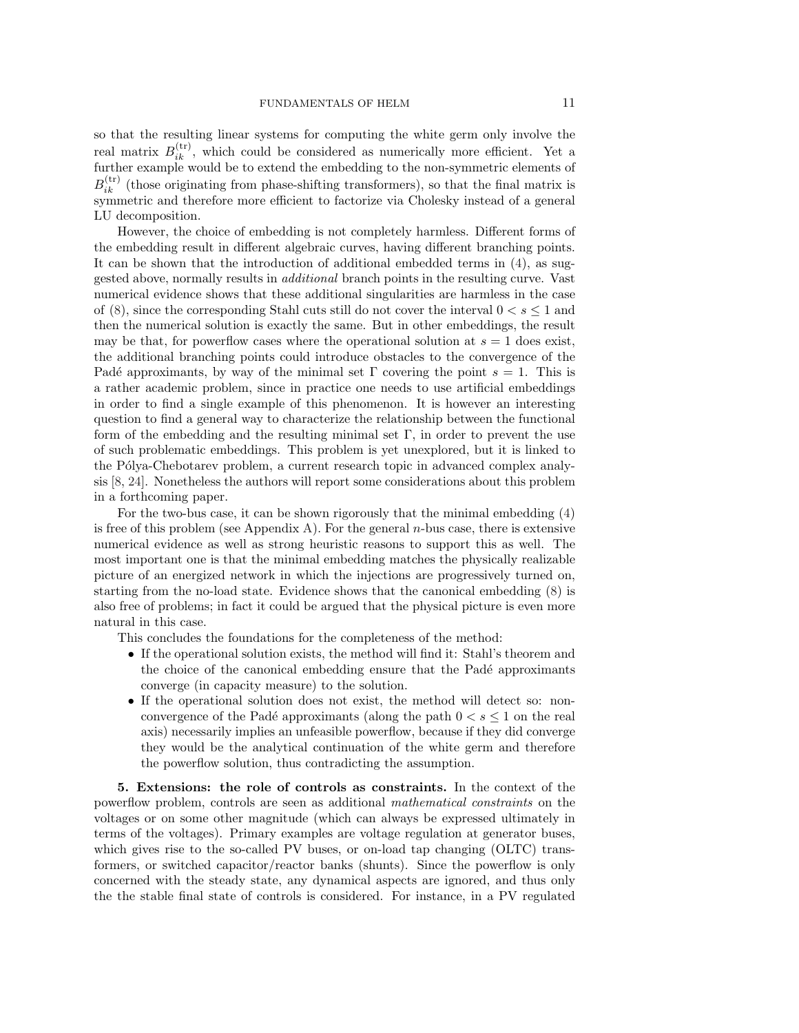so that the resulting linear systems for computing the white germ only involve the real matrix $B_{ik}^{(\mathrm{tr})}$, which could be considered as numerically more efficient. Yet a further example would be to extend the embedding to the non-symmetric elements of $B_{ik}^{(\mathrm{tr})}$ (those originating from phase-shifting transformers), so that the final matrix is symmetric and therefore more efficient to factorize via Cholesky instead of a general LU decomposition.

However, the choice of embedding is not completely harmless. Different forms of the embedding result in different algebraic curves, having different branching points. It can be shown that the introduction of additional embedded terms in (4), as suggested above, normally results in *additional* branch points in the resulting curve. Vast numerical evidence shows that these additional singularities are harmless in the case of (8), since the corresponding Stahl cuts still do not cover the interval $0 < s \leq 1$ and then the numerical solution is exactly the same. But in other embeddings, the result may be that, for powerflow cases where the operational solution at $s = 1$ does exist, the additional branching points could introduce obstacles to the convergence of the Padé approximants, by way of the minimal set $\Gamma$ covering the point $s = 1$. This is a rather academic problem, since in practice one needs to use artificial embeddings in order to find a single example of this phenomenon. It is however an interesting question to find a general way to characterize the relationship between the functional form of the embedding and the resulting minimal set $\Gamma$, in order to prevent the use of such problematic embeddings. This problem is yet unexplored, but it is linked to the Pólya-Chebotarev problem, a current research topic in advanced complex analysis [8, 24]. Nonetheless the authors will report some considerations about this problem in a forthcoming paper.

For the two-bus case, it can be shown rigorously that the minimal embedding (4) is free of this problem (see Appendix A). For the general $n$-bus case, there is extensive numerical evidence as well as strong heuristic reasons to support this as well. The most important one is that the minimal embedding matches the physically realizable picture of an energized network in which the injections are progressively turned on, starting from the no-load state. Evidence shows that the canonical embedding (8) is also free of problems; in fact it could be argued that the physical picture is even more natural in this case.

This concludes the foundations for the completeness of the method:

- If the operational solution exists, the method will find it: Stahl's theorem and the choice of the canonical embedding ensure that the Padé approximants converge (in capacity measure) to the solution.
- If the operational solution does not exist, the method will detect so: non-convergence of the Padé approximants (along the path $0 < s \leq 1$ on the real axis) necessarily implies an unfeasible powerflow, because if they did converge they would be the analytical continuation of the white germ and therefore the powerflow solution, thus contradicting the assumption.

**5. Extensions: the role of controls as constraints.** In the context of the powerflow problem, controls are seen as additional *mathematical constraints* on the voltages or on some other magnitude (which can always be expressed ultimately in terms of the voltages). Primary examples are voltage regulation at generator buses, which gives rise to the so-called PV buses, or on-load tap changing (OLTC) transformers, or switched capacitor/reactor banks (shunts). Since the powerflow is only concerned with the steady state, any dynamical aspects are ignored, and thus only the the stable final state of controls is considered. For instance, in a PV regulated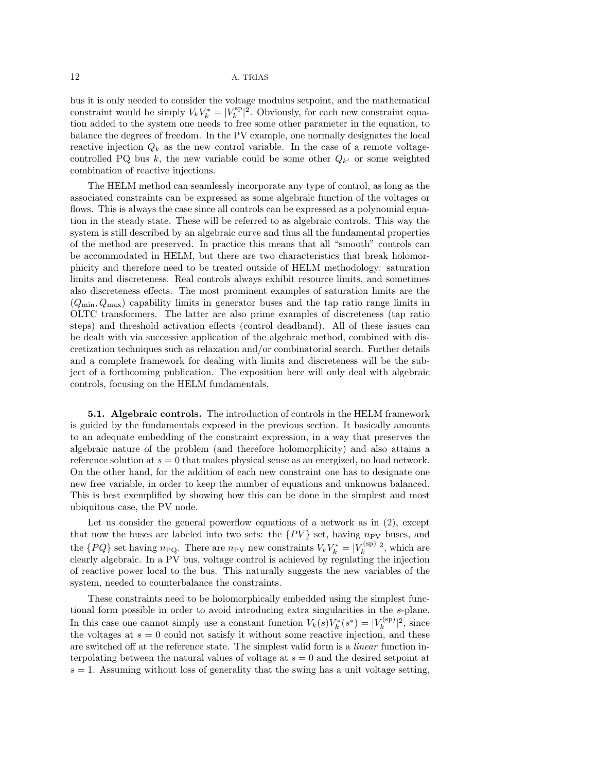bus it is only needed to consider the voltage modulus setpoint, and the mathematical constraint would be simply $V_k V_k^* = |V_k^{\mathrm{sp}}|^2$. Obviously, for each new constraint equation added to the system one needs to free some other parameter in the equation, to balance the degrees of freedom. In the PV example, one normally designates the local reactive injection $Q_k$ as the new control variable. In the case of a remote voltage-controlled PQ bus $k$, the new variable could be some other $Q_{k'}$ or some weighted combination of reactive injections.

The HELM method can seamlessly incorporate any type of control, as long as the associated constraints can be expressed as some algebraic function of the voltages or flows. This is always the case since all controls can be expressed as a polynomial equation in the steady state. These will be referred to as algebraic controls. This way the system is still described by an algebraic curve and thus all the fundamental properties of the method are preserved. In practice this means that all "smooth" controls can be accommodated in HELM, but there are two characteristics that break holomorphicity and therefore need to be treated outside of HELM methodology: saturation limits and discreteness. Real controls always exhibit resource limits, and sometimes also discreteness effects. The most prominent examples of saturation limits are the $(Q_{\min}, Q_{\max})$ capability limits in generator buses and the tap ratio range limits in OLTC transformers. The latter are also prime examples of discreteness (tap ratio steps) and threshold activation effects (control deadband). All of these issues can be dealt with via successive application of the algebraic method, combined with discretization techniques such as relaxation and/or combinatorial search. Further details and a complete framework for dealing with limits and discreteness will be the subject of a forthcoming publication. The exposition here will only deal with algebraic controls, focusing on the HELM fundamentals.

**5.1. Algebraic controls.** The introduction of controls in the HELM framework is guided by the fundamentals exposed in the previous section. It basically amounts to an adequate embedding of the constraint expression, in a way that preserves the algebraic nature of the problem (and therefore holomorphicity) and also attains a reference solution at $s = 0$ that makes physical sense as an energized, no load network. On the other hand, for the addition of each new constraint one has to designate one new free variable, in order to keep the number of equations and unknowns balanced. This is best exemplified by showing how this can be done in the simplest and most ubiquitous case, the PV node.

Let us consider the general powerflow equations of a network as in (2), except that now the buses are labeled into two sets: the $\{PV\}$ set, having $n_{\mathrm{PV}}$ buses, and the $\{PQ\}$ set having $n_{\mathrm{PQ}}$. There are $n_{\mathrm{PV}}$ new constraints $V_k V_k^* = |V_k^{(\mathrm{sp})}|^2$, which are clearly algebraic. In a PV bus, voltage control is achieved by regulating the injection of reactive power local to the bus. This naturally suggests the new variables of the system, needed to counterbalance the constraints.

These constraints need to be holomorphically embedded using the simplest functional form possible in order to avoid introducing extra singularities in the $s$-plane. In this case one cannot simply use a constant function $V_k(s)V_k^*(s^*) = |V_k^{(\mathrm{sp})}|^2$, since the voltages at $s = 0$ could not satisfy it without some reactive injection, and these are switched off at the reference state. The simplest valid form is a *linear* function interpolating between the natural values of voltage at $s = 0$ and the desired setpoint at $s = 1$. Assuming without loss of generality that the swing has a unit voltage setting,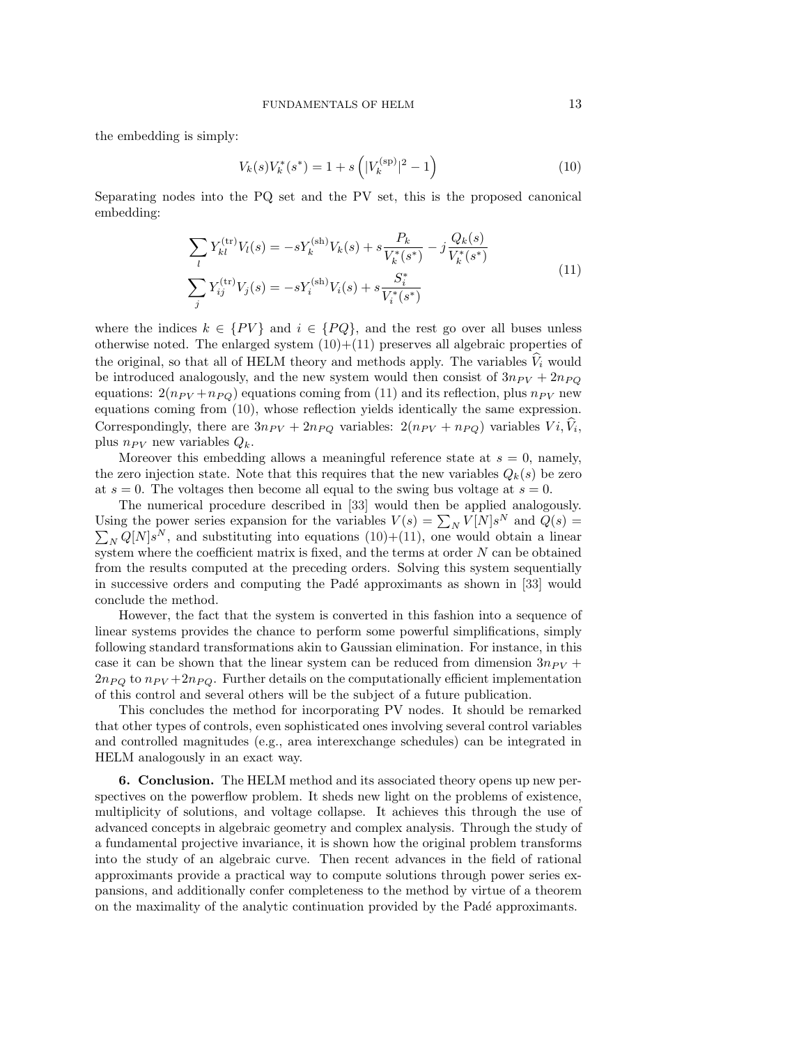the embedding is simply:

$$V_k(s)V_k^*(s^*) = 1 + s\left(|V_k^{(\mathrm{sp})}|^2 - 1\right) \tag{10}$$

Separating nodes into the PQ set and the PV set, this is the proposed canonical embedding:

$$\begin{aligned}
\sum_l Y_{kl}^{(\mathrm{tr})} V_l(s) &= -sY_k^{(\mathrm{sh})} V_k(s) + s\frac{P_k}{V_k^*(s^*)} - j\frac{Q_k(s)}{V_k^*(s^*)} \\
\sum_j Y_{ij}^{(\mathrm{tr})} V_j(s) &= -sY_i^{(\mathrm{sh})} V_i(s) + s\frac{S_i^*}{V_i^*(s^*)}
\end{aligned} \tag{11}$$

where the indices $k \in \{PV\}$ and $i \in \{PQ\}$, and the rest go over all buses unless otherwise noted. The enlarged system (10)+(11) preserves all algebraic properties of the original, so that all of HELM theory and methods apply. The variables $\widehat{V}_i$ would be introduced analogously, and the new system would then consist of $3n_{PV} + 2n_{PQ}$ equations: $2(n_{PV}+n_{PQ})$ equations coming from (11) and its reflection, plus $n_{PV}$ new equations coming from (10), whose reflection yields identically the same expression. Correspondingly, there are $3n_{PV} + 2n_{PQ}$ variables: $2(n_{PV} + n_{PQ})$ variables $Vi, \widehat{V}_i$, plus $n_{PV}$ new variables $Q_k$.

Moreover this embedding allows a meaningful reference state at $s = 0$, namely, the zero injection state. Note that this requires that the new variables $Q_k(s)$ be zero at $s = 0$. The voltages then become all equal to the swing bus voltage at $s = 0$.

The numerical procedure described in [33] would then be applied analogously. Using the power series expansion for the variables $V(s) = \sum_N V[N]s^N$ and $Q(s) = \sum_N Q[N]s^N$, and substituting into equations (10)+(11), one would obtain a linear system where the coefficient matrix is fixed, and the terms at order $N$ can be obtained from the results computed at the preceding orders. Solving this system sequentially in successive orders and computing the Padé approximants as shown in [33] would conclude the method.

However, the fact that the system is converted in this fashion into a sequence of linear systems provides the chance to perform some powerful simplifications, simply following standard transformations akin to Gaussian elimination. For instance, in this case it can be shown that the linear system can be reduced from dimension $3n_{PV} + 2n_{PQ}$ to $n_{PV} + 2n_{PQ}$. Further details on the computationally efficient implementation of this control and several others will be the subject of a future publication.

This concludes the method for incorporating PV nodes. It should be remarked that other types of controls, even sophisticated ones involving several control variables and controlled magnitudes (e.g., area interexchange schedules) can be integrated in HELM analogously in an exact way.

**6. Conclusion.** The HELM method and its associated theory opens up new perspectives on the powerflow problem. It sheds new light on the problems of existence, multiplicity of solutions, and voltage collapse. It achieves this through the use of advanced concepts in algebraic geometry and complex analysis. Through the study of a fundamental projective invariance, it is shown how the original problem transforms into the study of an algebraic curve. Then recent advances in the field of rational approximants provide a practical way to compute solutions through power series expansions, and additionally confer completeness to the method by virtue of a theorem on the maximality of the analytic continuation provided by the Padé approximants.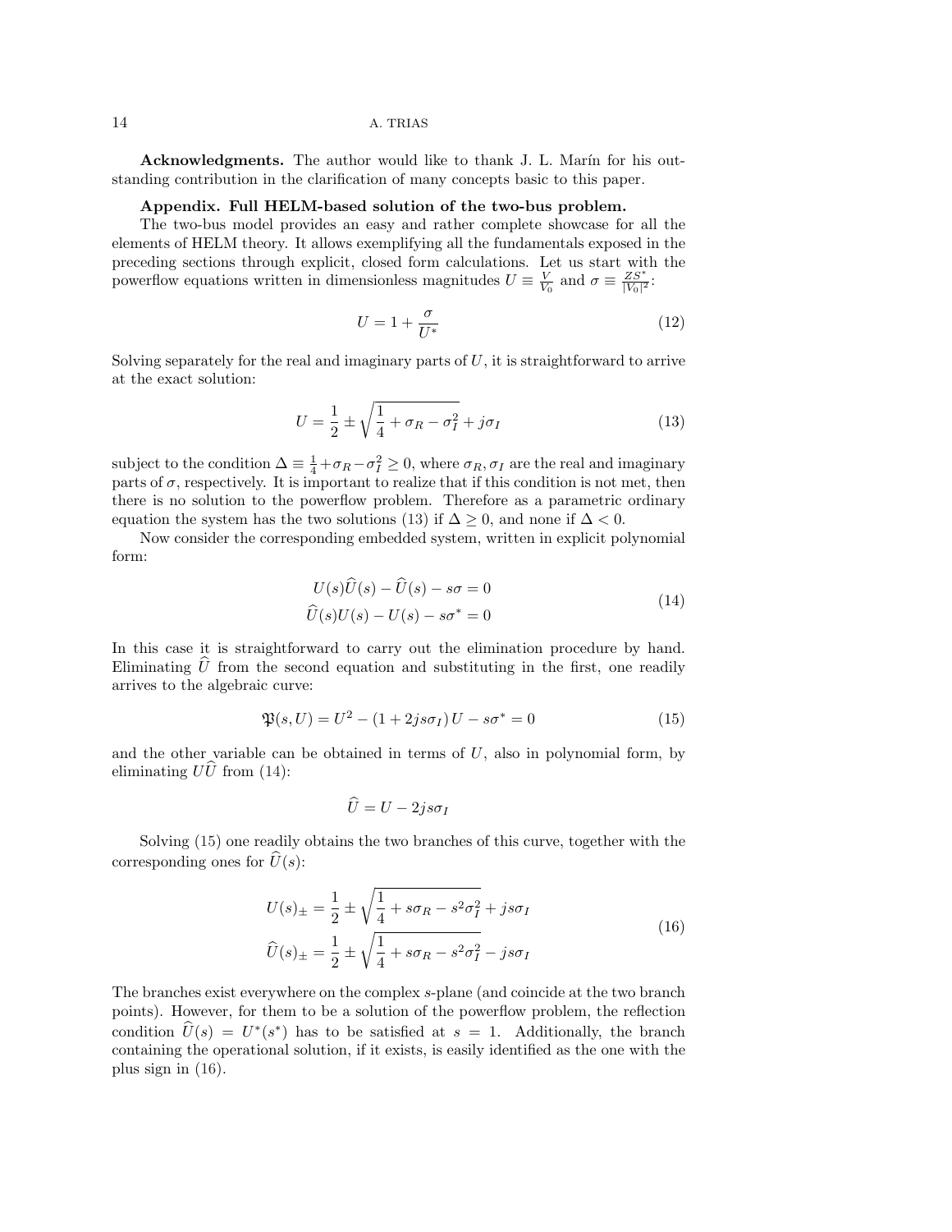**Acknowledgments.** The author would like to thank J. L. Marín for his outstanding contribution in the clarification of many concepts basic to this paper.

**Appendix. Full HELM-based solution of the two-bus problem.**

The two-bus model provides an easy and rather complete showcase for all the elements of HELM theory. It allows exemplifying all the fundamentals exposed in the preceding sections through explicit, closed form calculations. Let us start with the powerflow equations written in dimensionless magnitudes $U \equiv \frac{V}{V_0}$ and $\sigma \equiv \frac{ZS^*}{|V_0|^2}$:

$$U = 1 + \frac{\sigma}{U^*} \tag{12}$$

Solving separately for the real and imaginary parts of $U$, it is straightforward to arrive at the exact solution:

$$U = \frac{1}{2} \pm \sqrt{\frac{1}{4} + \sigma_R - \sigma_I^2} + j\sigma_I \tag{13}$$

subject to the condition $\Delta \equiv \frac{1}{4} + \sigma_R - \sigma_I^2 \geq 0$, where $\sigma_R, \sigma_I$ are the real and imaginary parts of $\sigma$, respectively. It is important to realize that if this condition is not met, then there is no solution to the powerflow problem. Therefore as a parametric ordinary equation the system has the two solutions (13) if $\Delta \geq 0$, and none if $\Delta < 0$.

Now consider the corresponding embedded system, written in explicit polynomial form:

$$\begin{aligned} U(s)\widehat{U}(s) - \widehat{U}(s) - s\sigma = 0 \\ \widehat{U}(s)U(s) - U(s) - s\sigma^* = 0 \end{aligned} \tag{14}$$

In this case it is straightforward to carry out the elimination procedure by hand. Eliminating $\widehat{U}$ from the second equation and substituting in the first, one readily arrives to the algebraic curve:

$$\mathfrak{P}(s, U) = U^2 - (1 + 2js\sigma_I)\, U - s\sigma^* = 0 \tag{15}$$

and the other variable can be obtained in terms of $U$, also in polynomial form, by eliminating $U\widehat{U}$ from (14):

$$\widehat{U} = U - 2js\sigma_I$$

Solving (15) one readily obtains the two branches of this curve, together with the corresponding ones for $\widehat{U}(s)$:

$$\begin{aligned} U(s)_{\pm} &= \frac{1}{2} \pm \sqrt{\frac{1}{4} + s\sigma_R - s^2\sigma_I^2} + js\sigma_I \\ \widehat{U}(s)_{\pm} &= \frac{1}{2} \pm \sqrt{\frac{1}{4} + s\sigma_R - s^2\sigma_I^2} - js\sigma_I \end{aligned} \tag{16}$$

The branches exist everywhere on the complex $s$-plane (and coincide at the two branch points). However, for them to be a solution of the powerflow problem, the reflection condition $\widehat{U}(s) = U^*(s^*)$ has to be satisfied at $s = 1$. Additionally, the branch containing the operational solution, if it exists, is easily identified as the one with the plus sign in (16).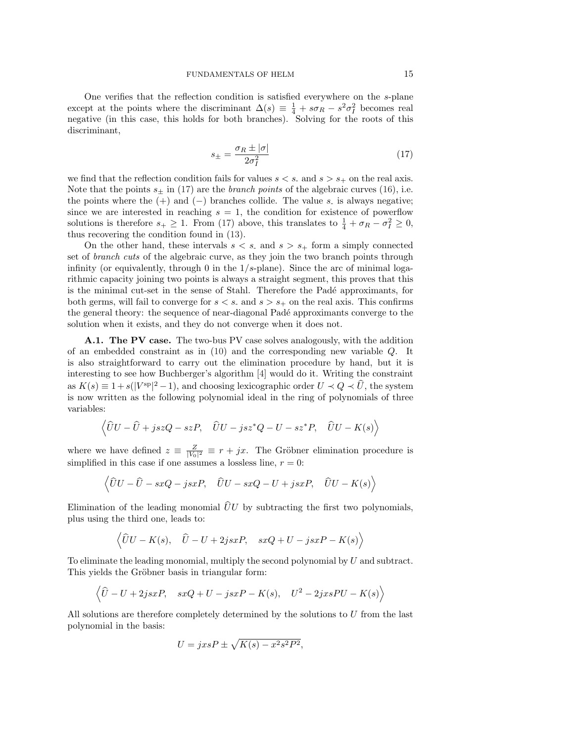One verifies that the reflection condition is satisfied everywhere on the $s$-plane except at the points where the discriminant $\Delta(s) \equiv \frac{1}{4} + s\sigma_R - s^2\sigma_I^2$ becomes real negative (in this case, this holds for both branches). Solving for the roots of this discriminant,

$$s_{\pm} = \frac{\sigma_R \pm |\sigma|}{2\sigma_I^2} \tag{17}$$

we find that the reflection condition fails for values $s < s_-$ and $s > s_+$ on the real axis. Note that the points $s_\pm$ in (17) are the *branch points* of the algebraic curves (16), i.e. the points where the $(+)$ and $(-)$ branches collide. The value $s_-$ is always negative; since we are interested in reaching $s = 1$, the condition for existence of powerflow solutions is therefore $s_+ \geq 1$. From (17) above, this translates to $\frac{1}{4} + \sigma_R - \sigma_I^2 \geq 0$, thus recovering the condition found in (13).

On the other hand, these intervals $s < s_-$ and $s > s_+$ form a simply connected set of *branch cuts* of the algebraic curve, as they join the two branch points through infinity (or equivalently, through 0 in the $1/s$-plane). Since the arc of minimal logarithmic capacity joining two points is always a straight segment, this proves that this is the minimal cut-set in the sense of Stahl. Therefore the Padé approximants, for both germs, will fail to converge for $s < s_-$ and $s > s_+$ on the real axis. This confirms the general theory: the sequence of near-diagonal Padé approximants converge to the solution when it exists, and they do not converge when it does not.

**A.1. The PV case.** The two-bus PV case solves analogously, with the addition of an embedded constraint as in (10) and the corresponding new variable $Q$. It is also straightforward to carry out the elimination procedure by hand, but it is interesting to see how Buchberger's algorithm [4] would do it. Writing the constraint as $K(s) \equiv 1 + s(|V^{\rm sp}|^2 - 1)$, and choosing lexicographic order $U \prec Q \prec \widehat{U}$, the system is now written as the following polynomial ideal in the ring of polynomials of three variables:

$$\left\langle \widehat{U}U - \widehat{U} + jszQ - szP, \quad \widehat{U}U - jsz^*Q - U - sz^*P, \quad \widehat{U}U - K(s) \right\rangle$$

where we have defined $z \equiv \frac{Z}{|V_0|^2} \equiv r + jx$. The Gröbner elimination procedure is simplified in this case if one assumes a lossless line, $r = 0$:

$$\left\langle \widehat{U}U - \widehat{U} - sxQ - jsxP, \quad \widehat{U}U - sxQ - U + jsxP, \quad \widehat{U}U - K(s) \right\rangle$$

Elimination of the leading monomial $\widehat{U}U$ by subtracting the first two polynomials, plus using the third one, leads to:

$$\left\langle \widehat{U}U - K(s), \quad \widehat{U} - U + 2jsxP, \quad sxQ + U - jsxP - K(s) \right\rangle$$

To eliminate the leading monomial, multiply the second polynomial by $U$ and subtract. This yields the Gröbner basis in triangular form:

$$\left\langle \widehat{U} - U + 2jsxP, \quad sxQ + U - jsxP - K(s), \quad U^2 - 2jxsPU - K(s) \right\rangle$$

All solutions are therefore completely determined by the solutions to $U$ from the last polynomial in the basis:

$$U = jxsP \pm \sqrt{K(s) - x^2s^2P^2},$$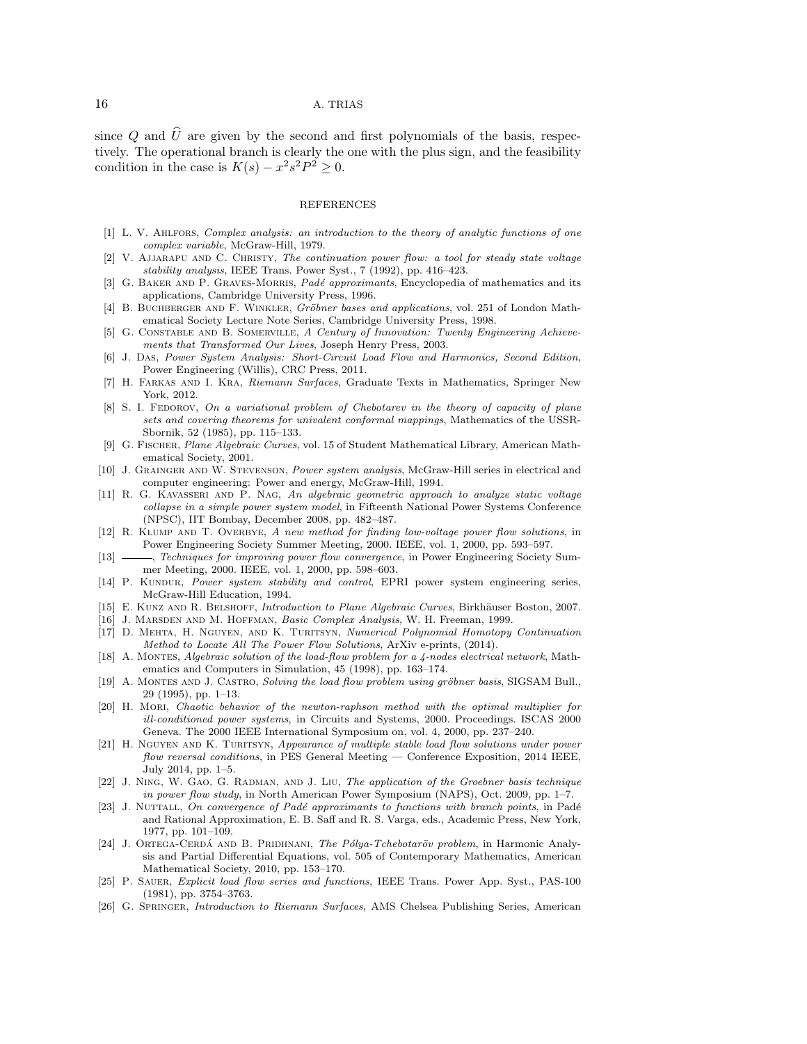since $Q$ and $\widehat{U}$ are given by the second and first polynomials of the basis, respectively. The operational branch is clearly the one with the plus sign, and the feasibility condition in the case is $K(s) - x^2 s^2 P^2 \geq 0$.

## REFERENCES

[1] L. V. Ahlfors, *Complex analysis: an introduction to the theory of analytic functions of one complex variable*, McGraw-Hill, 1979.

[2] V. Ajjarapu and C. Christy, *The continuation power flow: a tool for steady state voltage stability analysis*, IEEE Trans. Power Syst., 7 (1992), pp. 416–423.

[3] G. Baker and P. Graves-Morris, *Padé approximants*, Encyclopedia of mathematics and its applications, Cambridge University Press, 1996.

[4] B. Buchberger and F. Winkler, *Gröbner bases and applications*, vol. 251 of London Mathematical Society Lecture Note Series, Cambridge University Press, 1998.

[5] G. Constable and B. Somerville, *A Century of Innovation: Twenty Engineering Achievements that Transformed Our Lives*, Joseph Henry Press, 2003.

[6] J. Das, *Power System Analysis: Short-Circuit Load Flow and Harmonics, Second Edition*, Power Engineering (Willis), CRC Press, 2011.

[7] H. Farkas and I. Kra, *Riemann Surfaces*, Graduate Texts in Mathematics, Springer New York, 2012.

[8] S. I. Fedorov, *On a variational problem of Chebotarev in the theory of capacity of plane sets and covering theorems for univalent conformal mappings*, Mathematics of the USSR-Sbornik, 52 (1985), pp. 115–133.

[9] G. Fischer, *Plane Algebraic Curves*, vol. 15 of Student Mathematical Library, American Mathematical Society, 2001.

[10] J. Grainger and W. Stevenson, *Power system analysis*, McGraw-Hill series in electrical and computer engineering: Power and energy, McGraw-Hill, 1994.

[11] R. G. Kavasseri and P. Nag, *An algebraic geometric approach to analyze static voltage collapse in a simple power system model*, in Fifteenth National Power Systems Conference (NPSC), IIT Bombay, December 2008, pp. 482–487.

[12] R. Klump and T. Overbye, *A new method for finding low-voltage power flow solutions*, in Power Engineering Society Summer Meeting, 2000. IEEE, vol. 1, 2000, pp. 593–597.

[13] ———, *Techniques for improving power flow convergence*, in Power Engineering Society Summer Meeting, 2000. IEEE, vol. 1, 2000, pp. 598–603.

[14] P. Kundur, *Power system stability and control*, EPRI power system engineering series, McGraw-Hill Education, 1994.

[15] E. Kunz and R. Belshoff, *Introduction to Plane Algebraic Curves*, Birkhäuser Boston, 2007.

[16] J. Marsden and M. Hoffman, *Basic Complex Analysis*, W. H. Freeman, 1999.

[17] D. Mehta, H. Nguyen, and K. Turitsyn, *Numerical Polynomial Homotopy Continuation Method to Locate All The Power Flow Solutions*, ArXiv e-prints, (2014).

[18] A. Montes, *Algebraic solution of the load-flow problem for a 4-nodes electrical network*, Mathematics and Computers in Simulation, 45 (1998), pp. 163–174.

[19] A. Montes and J. Castro, *Solving the load flow problem using gröbner basis*, SIGSAM Bull., 29 (1995), pp. 1–13.

[20] H. Mori, *Chaotic behavior of the newton-raphson method with the optimal multiplier for ill-conditioned power systems*, in Circuits and Systems, 2000. Proceedings. ISCAS 2000 Geneva. The 2000 IEEE International Symposium on, vol. 4, 2000, pp. 237–240.

[21] H. Nguyen and K. Turitsyn, *Appearance of multiple stable load flow solutions under power flow reversal conditions*, in PES General Meeting — Conference Exposition, 2014 IEEE, July 2014, pp. 1–5.

[22] J. Ning, W. Gao, G. Radman, and J. Liu, *The application of the Groebner basis technique in power flow study*, in North American Power Symposium (NAPS), Oct. 2009, pp. 1–7.

[23] J. Nuttall, *On convergence of Padé approximants to functions with branch points*, in Padé and Rational Approximation, E. B. Saff and R. S. Varga, eds., Academic Press, New York, 1977, pp. 101–109.

[24] J. Ortega-Cerdá and B. Pridhnani, *The Pólya-Tchebotaröv problem*, in Harmonic Analysis and Partial Differential Equations, vol. 505 of Contemporary Mathematics, American Mathematical Society, 2010, pp. 153–170.

[25] P. Sauer, *Explicit load flow series and functions*, IEEE Trans. Power App. Syst., PAS-100 (1981), pp. 3754–3763.

[26] G. Springer, *Introduction to Riemann Surfaces*, AMS Chelsea Publishing Series, American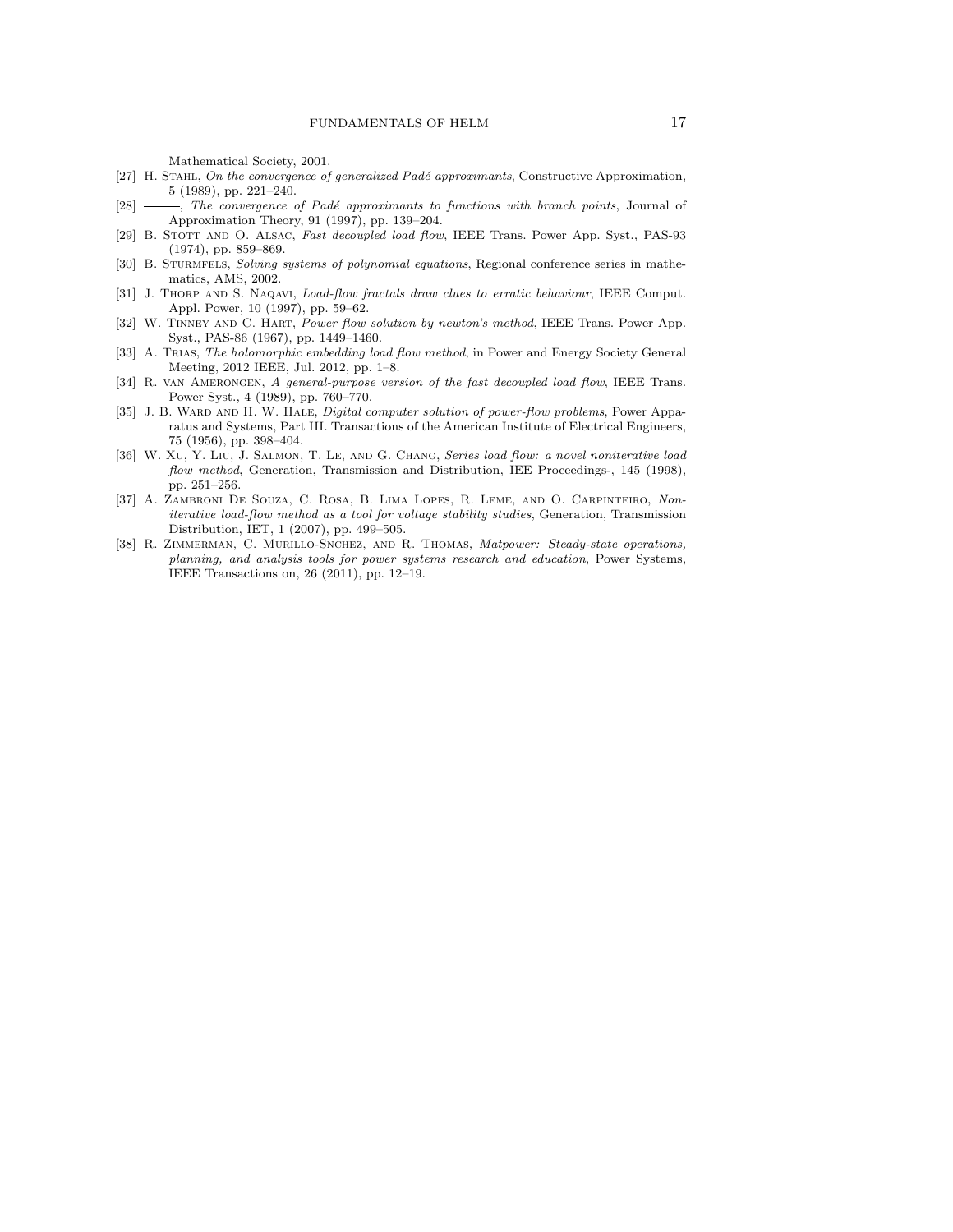Mathematical Society, 2001.

[27] H. Stahl, *On the convergence of generalized Padé approximants*, Constructive Approximation, 5 (1989), pp. 221–240.

[28] ———, *The convergence of Padé approximants to functions with branch points*, Journal of Approximation Theory, 91 (1997), pp. 139–204.

[29] B. Stott and O. Alsac, *Fast decoupled load flow*, IEEE Trans. Power App. Syst., PAS-93 (1974), pp. 859–869.

[30] B. Sturmfels, *Solving systems of polynomial equations*, Regional conference series in mathematics, AMS, 2002.

[31] J. Thorp and S. Naqavi, *Load-flow fractals draw clues to erratic behaviour*, IEEE Comput. Appl. Power, 10 (1997), pp. 59–62.

[32] W. Tinney and C. Hart, *Power flow solution by newton's method*, IEEE Trans. Power App. Syst., PAS-86 (1967), pp. 1449–1460.

[33] A. Trias, *The holomorphic embedding load flow method*, in Power and Energy Society General Meeting, 2012 IEEE, Jul. 2012, pp. 1–8.

[34] R. van Amerongen, *A general-purpose version of the fast decoupled load flow*, IEEE Trans. Power Syst., 4 (1989), pp. 760–770.

[35] J. B. Ward and H. W. Hale, *Digital computer solution of power-flow problems*, Power Apparatus and Systems, Part III. Transactions of the American Institute of Electrical Engineers, 75 (1956), pp. 398–404.

[36] W. Xu, Y. Liu, J. Salmon, T. Le, and G. Chang, *Series load flow: a novel noniterative load flow method*, Generation, Transmission and Distribution, IEE Proceedings-, 145 (1998), pp. 251–256.

[37] A. Zambroni De Souza, C. Rosa, B. Lima Lopes, R. Leme, and O. Carpinteiro, *Non-iterative load-flow method as a tool for voltage stability studies*, Generation, Transmission Distribution, IET, 1 (2007), pp. 499–505.

[38] R. Zimmerman, C. Murillo-Snchez, and R. Thomas, *Matpower: Steady-state operations, planning, and analysis tools for power systems research and education*, Power Systems, IEEE Transactions on, 26 (2011), pp. 12–19.